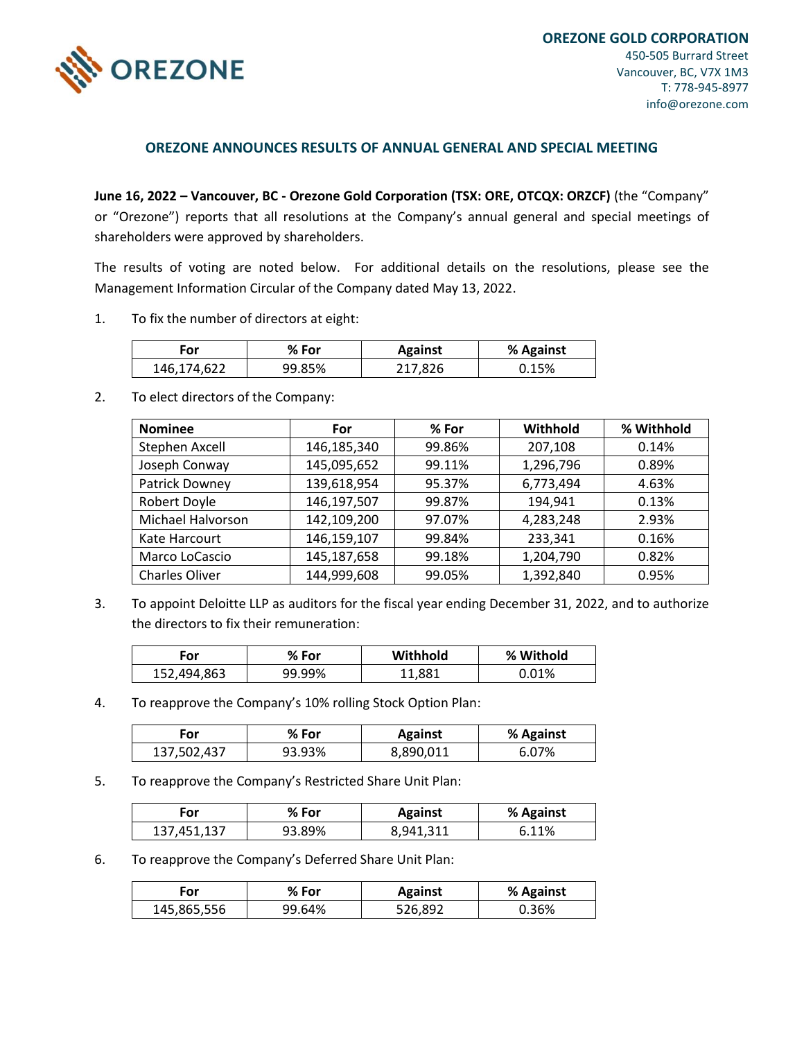**OREZONE GOLD CORPORATION**
450-505 Burrard Street
Vancouver, BC, V7X 1M3
T: 778-945-8977
info@orezone.com

## OREZONE ANNOUNCES RESULTS OF ANNUAL GENERAL AND SPECIAL MEETING

**June 16, 2022 – Vancouver, BC - Orezone Gold Corporation (TSX: ORE, OTCQX: ORZCF)** (the "Company" or "Orezone") reports that all resolutions at the Company's annual general and special meetings of shareholders were approved by shareholders.

The results of voting are noted below. For additional details on the resolutions, please see the Management Information Circular of the Company dated May 13, 2022.

1. To fix the number of directors at eight:

| For | % For | Against | % Against |
|---|---|---|---|
| 146,174,622 | 99.85% | 217,826 | 0.15% |

2. To elect directors of the Company:

| Nominee | For | % For | Withhold | % Withhold |
|---|---|---|---|---|
| Stephen Axcell | 146,185,340 | 99.86% | 207,108 | 0.14% |
| Joseph Conway | 145,095,652 | 99.11% | 1,296,796 | 0.89% |
| Patrick Downey | 139,618,954 | 95.37% | 6,773,494 | 4.63% |
| Robert Doyle | 146,197,507 | 99.87% | 194,941 | 0.13% |
| Michael Halvorson | 142,109,200 | 97.07% | 4,283,248 | 2.93% |
| Kate Harcourt | 146,159,107 | 99.84% | 233,341 | 0.16% |
| Marco LoCascio | 145,187,658 | 99.18% | 1,204,790 | 0.82% |
| Charles Oliver | 144,999,608 | 99.05% | 1,392,840 | 0.95% |

3. To appoint Deloitte LLP as auditors for the fiscal year ending December 31, 2022, and to authorize the directors to fix their remuneration:

| For | % For | Withhold | % Withold |
|---|---|---|---|
| 152,494,863 | 99.99% | 11,881 | 0.01% |

4. To reapprove the Company's 10% rolling Stock Option Plan:

| For | % For | Against | % Against |
|---|---|---|---|
| 137,502,437 | 93.93% | 8,890,011 | 6.07% |

5. To reapprove the Company's Restricted Share Unit Plan:

| For | % For | Against | % Against |
|---|---|---|---|
| 137,451,137 | 93.89% | 8,941,311 | 6.11% |

6. To reapprove the Company's Deferred Share Unit Plan:

| For | % For | Against | % Against |
|---|---|---|---|
| 145,865,556 | 99.64% | 526,892 | 0.36% |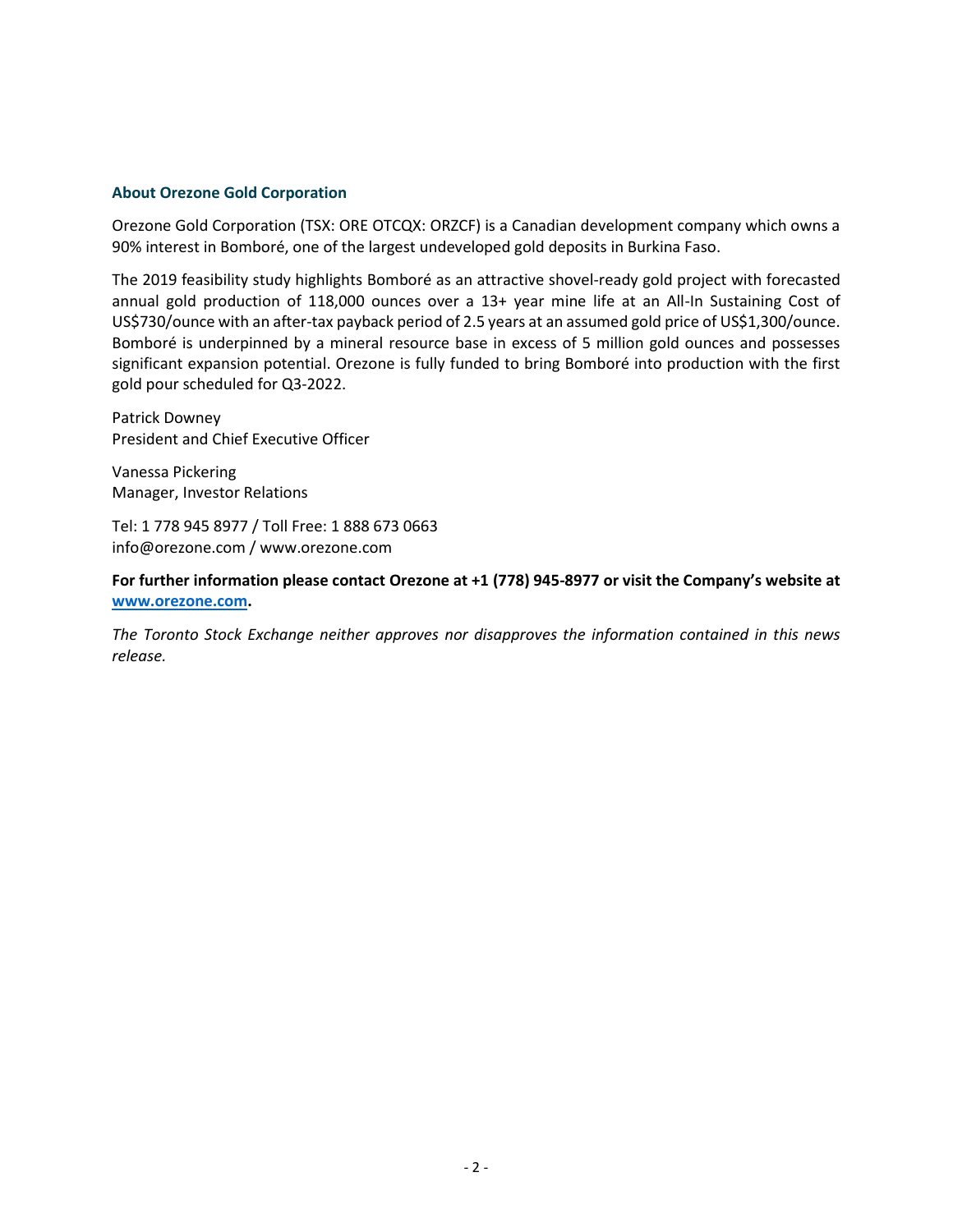### About Orezone Gold Corporation

Orezone Gold Corporation (TSX: ORE OTCQX: ORZCF) is a Canadian development company which owns a 90% interest in Bomboré, one of the largest undeveloped gold deposits in Burkina Faso.

The 2019 feasibility study highlights Bomboré as an attractive shovel-ready gold project with forecasted annual gold production of 118,000 ounces over a 13+ year mine life at an All-In Sustaining Cost of US$730/ounce with an after-tax payback period of 2.5 years at an assumed gold price of US$1,300/ounce. Bomboré is underpinned by a mineral resource base in excess of 5 million gold ounces and possesses significant expansion potential. Orezone is fully funded to bring Bomboré into production with the first gold pour scheduled for Q3-2022.

Patrick Downey
President and Chief Executive Officer

Vanessa Pickering
Manager, Investor Relations

Tel: 1 778 945 8977 / Toll Free: 1 888 673 0663
info@orezone.com / www.orezone.com

**For further information please contact Orezone at +1 (778) 945-8977 or visit the Company's website at [www.orezone.com](www.orezone.com).**

*The Toronto Stock Exchange neither approves nor disapproves the information contained in this news release.*